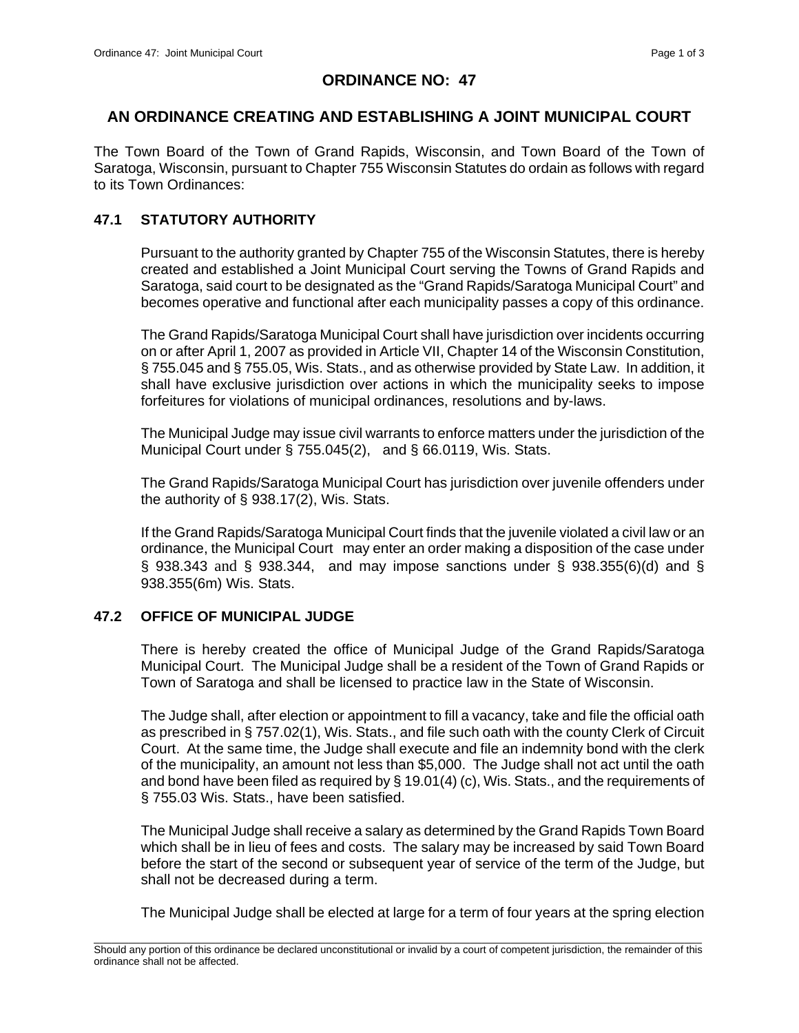# ORDINANCE NO: 47

## AN ORDINANCE CREATING AND ESTABLISHING A JOINT MUNICIPAL COURT

The Town Board of the Town of Grand Rapids, Wisconsin, and Town Board of the Town of Saratoga, Wisconsin, pursuant to Chapter 755 Wisconsin Statutes do ordain as follows with regard to its Town Ordinances:

### 47.1 STATUTORY AUTHORITY

Pursuant to the authority granted by Chapter 755 of the Wisconsin Statutes, there is hereby created and established a Joint Municipal Court serving the Towns of Grand Rapids and Saratoga, said court to be designated as the "Grand Rapids/Saratoga Municipal Court" and becomes operative and functional after each municipality passes a copy of this ordinance.

The Grand Rapids/Saratoga Municipal Court shall have jurisdiction over incidents occurring on or after April 1, 2007 as provided in Article VII, Chapter 14 of the Wisconsin Constitution, § 755.045 and § 755.05, Wis. Stats., and as otherwise provided by State Law. In addition, it shall have exclusive jurisdiction over actions in which the municipality seeks to impose forfeitures for violations of municipal ordinances, resolutions and by-laws.

The Municipal Judge may issue civil warrants to enforce matters under the jurisdiction of the Municipal Court under § 755.045(2), and § 66.0119, Wis. Stats.

The Grand Rapids/Saratoga Municipal Court has jurisdiction over juvenile offenders under the authority of § 938.17(2), Wis. Stats.

If the Grand Rapids/Saratoga Municipal Court finds that the juvenile violated a civil law or an ordinance, the Municipal Court may enter an order making a disposition of the case under § 938.343 and § 938.344, and may impose sanctions under § 938.355(6)(d) and § 938.355(6m) Wis. Stats.

### 47.2 OFFICE OF MUNICIPAL JUDGE

There is hereby created the office of Municipal Judge of the Grand Rapids/Saratoga Municipal Court. The Municipal Judge shall be a resident of the Town of Grand Rapids or Town of Saratoga and shall be licensed to practice law in the State of Wisconsin.

The Judge shall, after election or appointment to fill a vacancy, take and file the official oath as prescribed in § 757.02(1), Wis. Stats., and file such oath with the county Clerk of Circuit Court. At the same time, the Judge shall execute and file an indemnity bond with the clerk of the municipality, an amount not less than $5,000. The Judge shall not act until the oath and bond have been filed as required by § 19.01(4) (c), Wis. Stats., and the requirements of § 755.03 Wis. Stats., have been satisfied.

The Municipal Judge shall receive a salary as determined by the Grand Rapids Town Board which shall be in lieu of fees and costs. The salary may be increased by said Town Board before the start of the second or subsequent year of service of the term of the Judge, but shall not be decreased during a term.

The Municipal Judge shall be elected at large for a term of four years at the spring election

Should any portion of this ordinance be declared unconstitutional or invalid by a court of competent jurisdiction, the remainder of this ordinance shall not be affected.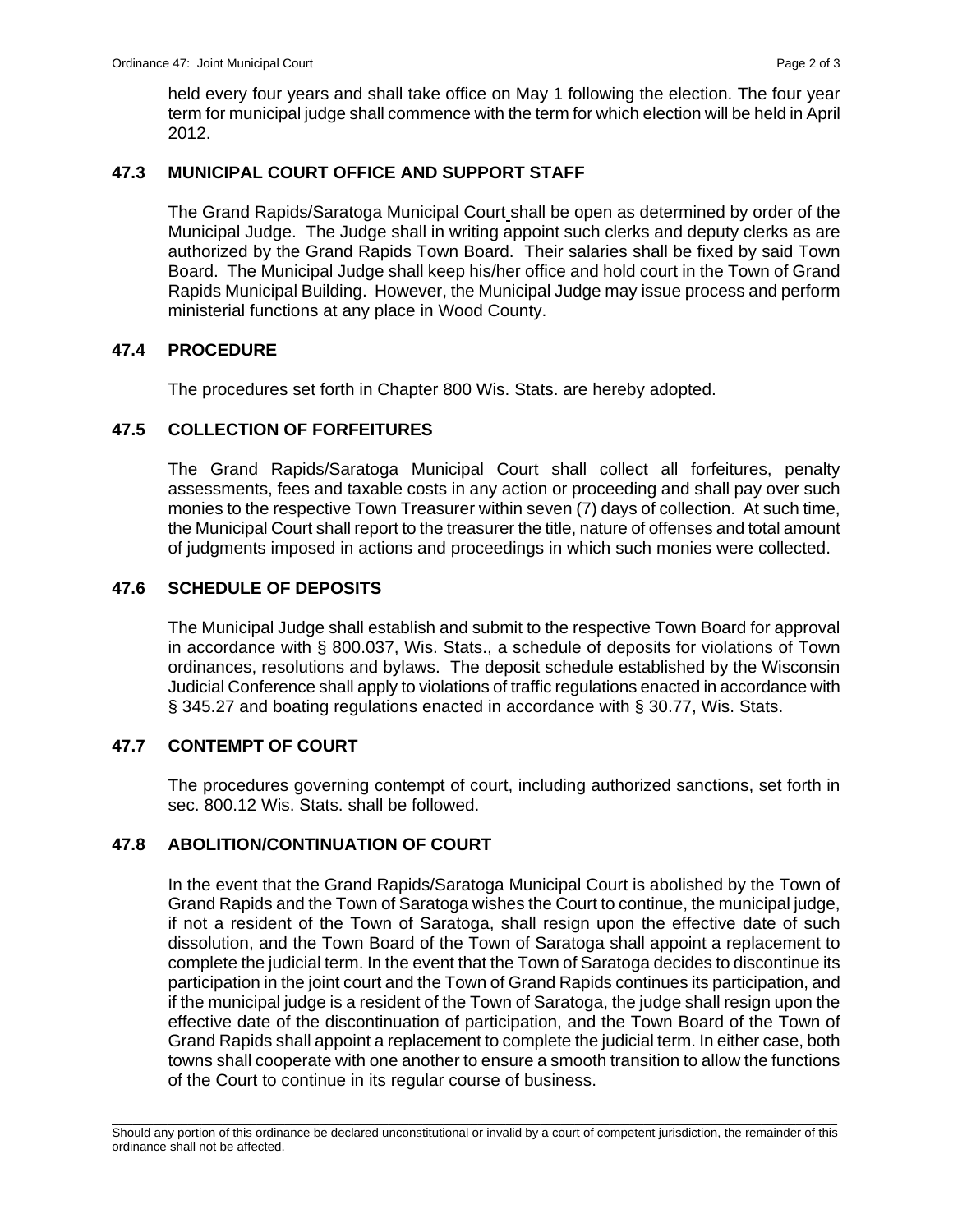held every four years and shall take office on May 1 following the election. The four year term for municipal judge shall commence with the term for which election will be held in April 2012.

## 47.3 MUNICIPAL COURT OFFICE AND SUPPORT STAFF

The Grand Rapids/Saratoga Municipal Court shall be open as determined by order of the Municipal Judge. The Judge shall in writing appoint such clerks and deputy clerks as are authorized by the Grand Rapids Town Board. Their salaries shall be fixed by said Town Board. The Municipal Judge shall keep his/her office and hold court in the Town of Grand Rapids Municipal Building. However, the Municipal Judge may issue process and perform ministerial functions at any place in Wood County.

## 47.4 PROCEDURE

The procedures set forth in Chapter 800 Wis. Stats. are hereby adopted.

## 47.5 COLLECTION OF FORFEITURES

The Grand Rapids/Saratoga Municipal Court shall collect all forfeitures, penalty assessments, fees and taxable costs in any action or proceeding and shall pay over such monies to the respective Town Treasurer within seven (7) days of collection. At such time, the Municipal Court shall report to the treasurer the title, nature of offenses and total amount of judgments imposed in actions and proceedings in which such monies were collected.

## 47.6 SCHEDULE OF DEPOSITS

The Municipal Judge shall establish and submit to the respective Town Board for approval in accordance with § 800.037, Wis. Stats., a schedule of deposits for violations of Town ordinances, resolutions and bylaws. The deposit schedule established by the Wisconsin Judicial Conference shall apply to violations of traffic regulations enacted in accordance with § 345.27 and boating regulations enacted in accordance with § 30.77, Wis. Stats.

## 47.7 CONTEMPT OF COURT

The procedures governing contempt of court, including authorized sanctions, set forth in sec. 800.12 Wis. Stats. shall be followed.

## 47.8 ABOLITION/CONTINUATION OF COURT

In the event that the Grand Rapids/Saratoga Municipal Court is abolished by the Town of Grand Rapids and the Town of Saratoga wishes the Court to continue, the municipal judge, if not a resident of the Town of Saratoga, shall resign upon the effective date of such dissolution, and the Town Board of the Town of Saratoga shall appoint a replacement to complete the judicial term. In the event that the Town of Saratoga decides to discontinue its participation in the joint court and the Town of Grand Rapids continues its participation, and if the municipal judge is a resident of the Town of Saratoga, the judge shall resign upon the effective date of the discontinuation of participation, and the Town Board of the Town of Grand Rapids shall appoint a replacement to complete the judicial term. In either case, both towns shall cooperate with one another to ensure a smooth transition to allow the functions of the Court to continue in its regular course of business.

Should any portion of this ordinance be declared unconstitutional or invalid by a court of competent jurisdiction, the remainder of this ordinance shall not be affected.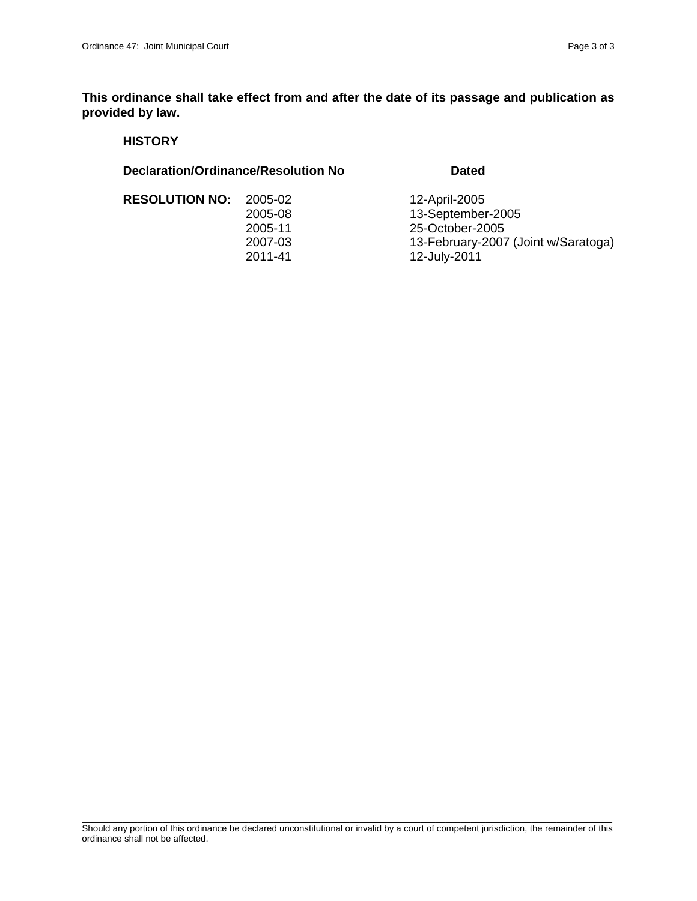**This ordinance shall take effect from and after the date of its passage and publication as provided by law.**

**HISTORY**

| **Declaration/Ordinance/Resolution No** | | **Dated** |
|---|---|---|
| **RESOLUTION NO:** | 2005-02 | 12-April-2005 |
| | 2005-08 | 13-September-2005 |
| | 2005-11 | 25-October-2005 |
| | 2007-03 | 13-February-2007 (Joint w/Saratoga) |
| | 2011-41 | 12-July-2011 |

Should any portion of this ordinance be declared unconstitutional or invalid by a court of competent jurisdiction, the remainder of this ordinance shall not be affected.